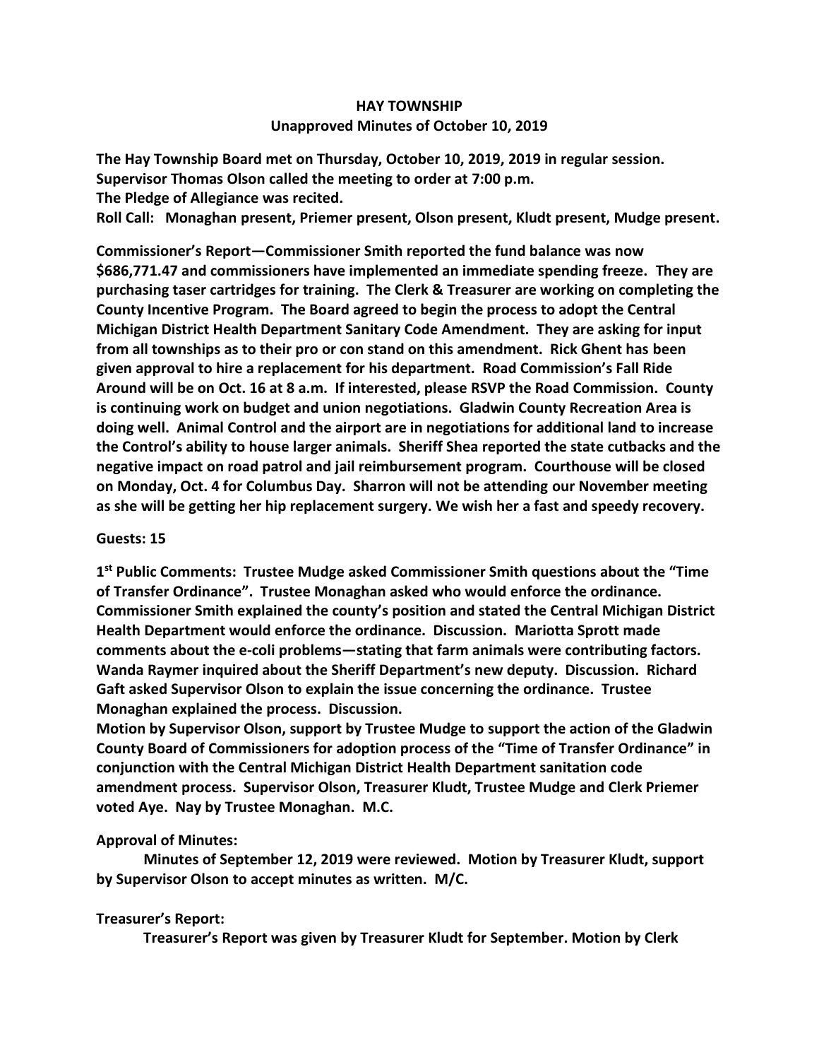**HAY TOWNSHIP**
**Unapproved Minutes of October 10, 2019**

**The Hay Township Board met on Thursday, October 10, 2019, 2019 in regular session. Supervisor Thomas Olson called the meeting to order at 7:00 p.m.**
**The Pledge of Allegiance was recited.**
**Roll Call: Monaghan present, Priemer present, Olson present, Kludt present, Mudge present.**

**Commissioner's Report—Commissioner Smith reported the fund balance was now \$686,771.47 and commissioners have implemented an immediate spending freeze. They are purchasing taser cartridges for training. The Clerk & Treasurer are working on completing the County Incentive Program. The Board agreed to begin the process to adopt the Central Michigan District Health Department Sanitary Code Amendment. They are asking for input from all townships as to their pro or con stand on this amendment. Rick Ghent has been given approval to hire a replacement for his department. Road Commission's Fall Ride Around will be on Oct. 16 at 8 a.m. If interested, please RSVP the Road Commission. County is continuing work on budget and union negotiations. Gladwin County Recreation Area is doing well. Animal Control and the airport are in negotiations for additional land to increase the Control's ability to house larger animals. Sheriff Shea reported the state cutbacks and the negative impact on road patrol and jail reimbursement program. Courthouse will be closed on Monday, Oct. 4 for Columbus Day. Sharron will not be attending our November meeting as she will be getting her hip replacement surgery. We wish her a fast and speedy recovery.**

**Guests: 15**

**1st Public Comments: Trustee Mudge asked Commissioner Smith questions about the "Time of Transfer Ordinance". Trustee Monaghan asked who would enforce the ordinance. Commissioner Smith explained the county's position and stated the Central Michigan District Health Department would enforce the ordinance. Discussion. Mariotta Sprott made comments about the e-coli problems—stating that farm animals were contributing factors. Wanda Raymer inquired about the Sheriff Department's new deputy. Discussion. Richard Gaft asked Supervisor Olson to explain the issue concerning the ordinance. Trustee Monaghan explained the process. Discussion.**
**Motion by Supervisor Olson, support by Trustee Mudge to support the action of the Gladwin County Board of Commissioners for adoption process of the "Time of Transfer Ordinance" in conjunction with the Central Michigan District Health Department sanitation code amendment process. Supervisor Olson, Treasurer Kludt, Trustee Mudge and Clerk Priemer voted Aye. Nay by Trustee Monaghan. M.C.**

**Approval of Minutes:**

**Minutes of September 12, 2019 were reviewed. Motion by Treasurer Kludt, support by Supervisor Olson to accept minutes as written. M/C.**

**Treasurer's Report:**

**Treasurer's Report was given by Treasurer Kludt for September. Motion by Clerk**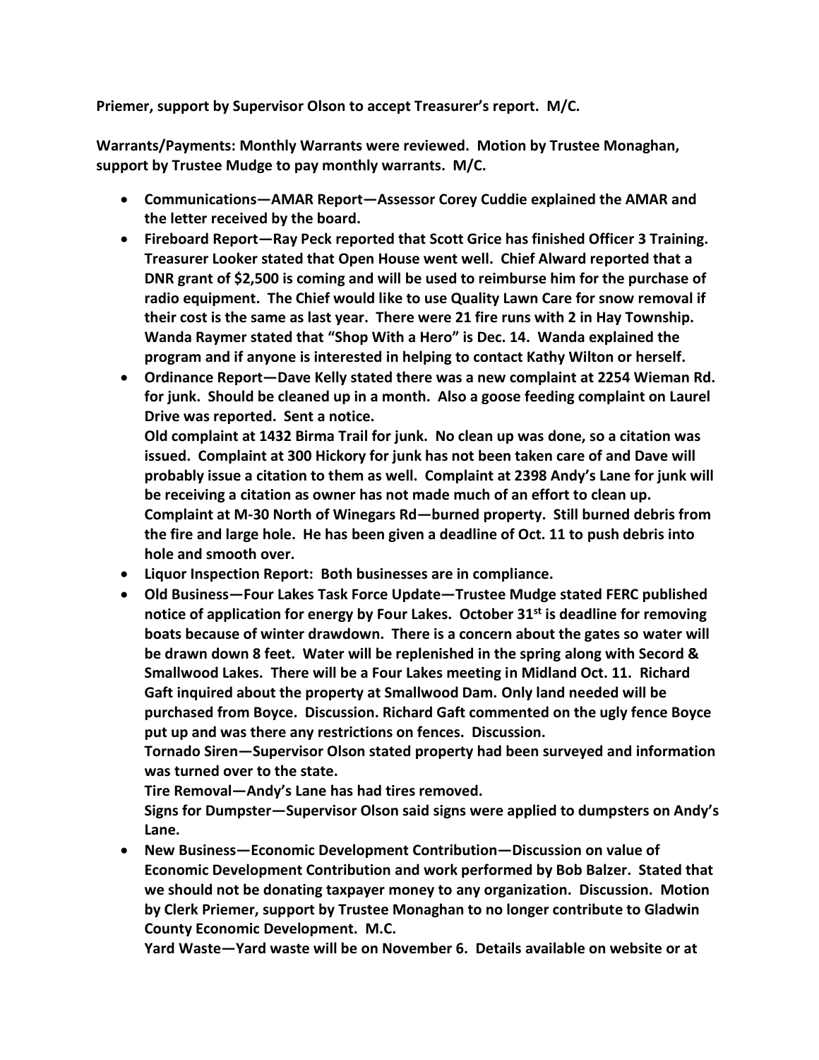**Priemer, support by Supervisor Olson to accept Treasurer's report. M/C.**

**Warrants/Payments: Monthly Warrants were reviewed. Motion by Trustee Monaghan, support by Trustee Mudge to pay monthly warrants. M/C.**

- **Communications—AMAR Report—Assessor Corey Cuddie explained the AMAR and the letter received by the board.**
- **Fireboard Report—Ray Peck reported that Scott Grice has finished Officer 3 Training. Treasurer Looker stated that Open House went well. Chief Alward reported that a DNR grant of $2,500 is coming and will be used to reimburse him for the purchase of radio equipment. The Chief would like to use Quality Lawn Care for snow removal if their cost is the same as last year. There were 21 fire runs with 2 in Hay Township. Wanda Raymer stated that "Shop With a Hero" is Dec. 14. Wanda explained the program and if anyone is interested in helping to contact Kathy Wilton or herself.**
- **Ordinance Report—Dave Kelly stated there was a new complaint at 2254 Wieman Rd. for junk. Should be cleaned up in a month. Also a goose feeding complaint on Laurel Drive was reported. Sent a notice.**
  **Old complaint at 1432 Birma Trail for junk. No clean up was done, so a citation was issued. Complaint at 300 Hickory for junk has not been taken care of and Dave will probably issue a citation to them as well. Complaint at 2398 Andy's Lane for junk will be receiving a citation as owner has not made much of an effort to clean up. Complaint at M-30 North of Winegars Rd—burned property. Still burned debris from the fire and large hole. He has been given a deadline of Oct. 11 to push debris into hole and smooth over.**
- **Liquor Inspection Report: Both businesses are in compliance.**
- **Old Business—Four Lakes Task Force Update—Trustee Mudge stated FERC published notice of application for energy by Four Lakes. October 31st is deadline for removing boats because of winter drawdown. There is a concern about the gates so water will be drawn down 8 feet. Water will be replenished in the spring along with Secord & Smallwood Lakes. There will be a Four Lakes meeting in Midland Oct. 11. Richard Gaft inquired about the property at Smallwood Dam. Only land needed will be purchased from Boyce. Discussion. Richard Gaft commented on the ugly fence Boyce put up and was there any restrictions on fences. Discussion.**
  **Tornado Siren—Supervisor Olson stated property had been surveyed and information was turned over to the state.**
  **Tire Removal—Andy's Lane has had tires removed.**
  **Signs for Dumpster—Supervisor Olson said signs were applied to dumpsters on Andy's Lane.**
- **New Business—Economic Development Contribution—Discussion on value of Economic Development Contribution and work performed by Bob Balzer. Stated that we should not be donating taxpayer money to any organization. Discussion. Motion by Clerk Priemer, support by Trustee Monaghan to no longer contribute to Gladwin County Economic Development. M.C.**
  **Yard Waste—Yard waste will be on November 6. Details available on website or at**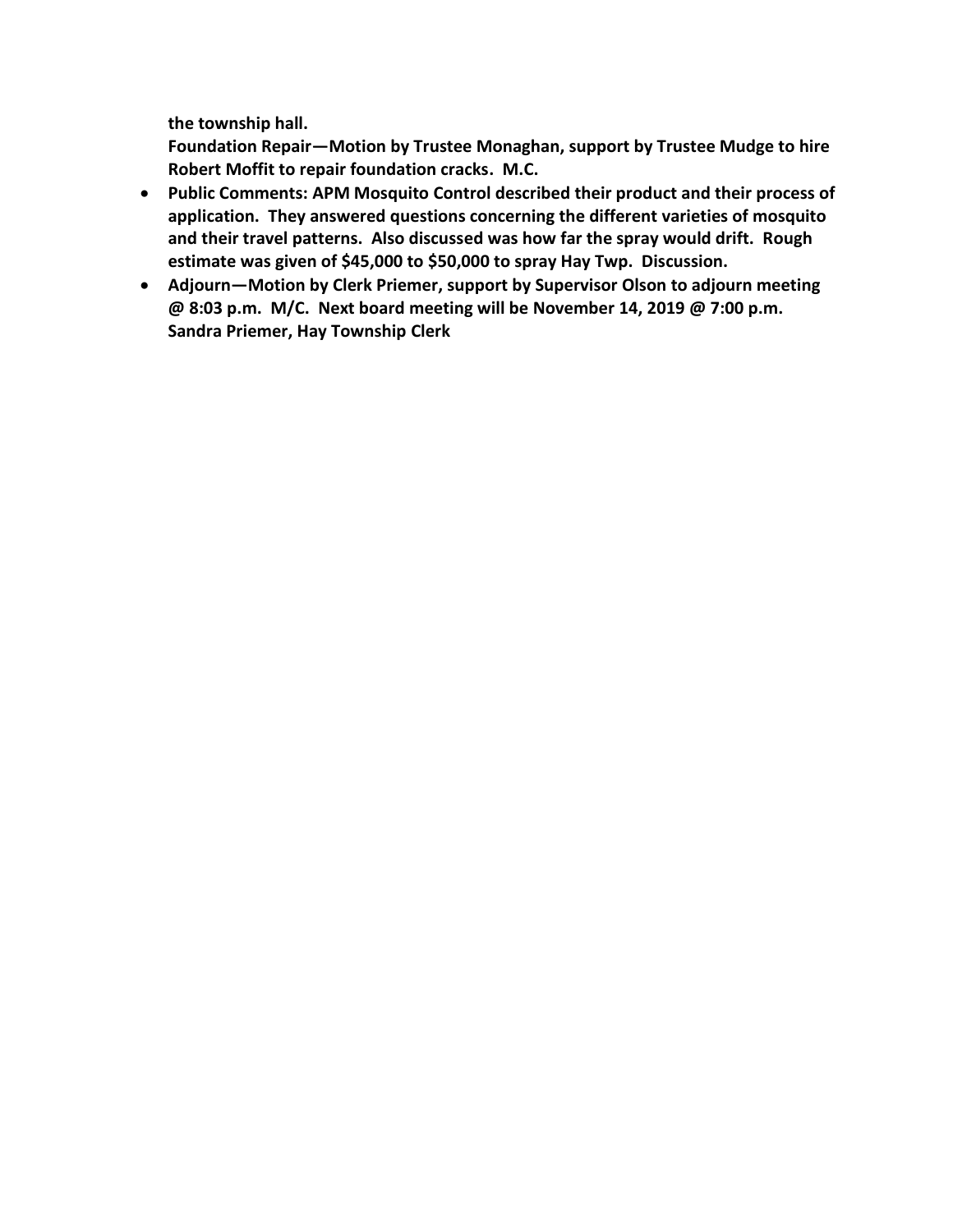**the township hall.**

**Foundation Repair—Motion by Trustee Monaghan, support by Trustee Mudge to hire Robert Moffit to repair foundation cracks. M.C.**

- **Public Comments: APM Mosquito Control described their product and their process of application. They answered questions concerning the different varieties of mosquito and their travel patterns. Also discussed was how far the spray would drift. Rough estimate was given of $45,000 to $50,000 to spray Hay Twp. Discussion.**
- **Adjourn—Motion by Clerk Priemer, support by Supervisor Olson to adjourn meeting @ 8:03 p.m. M/C. Next board meeting will be November 14, 2019 @ 7:00 p.m.**
  **Sandra Priemer, Hay Township Clerk**